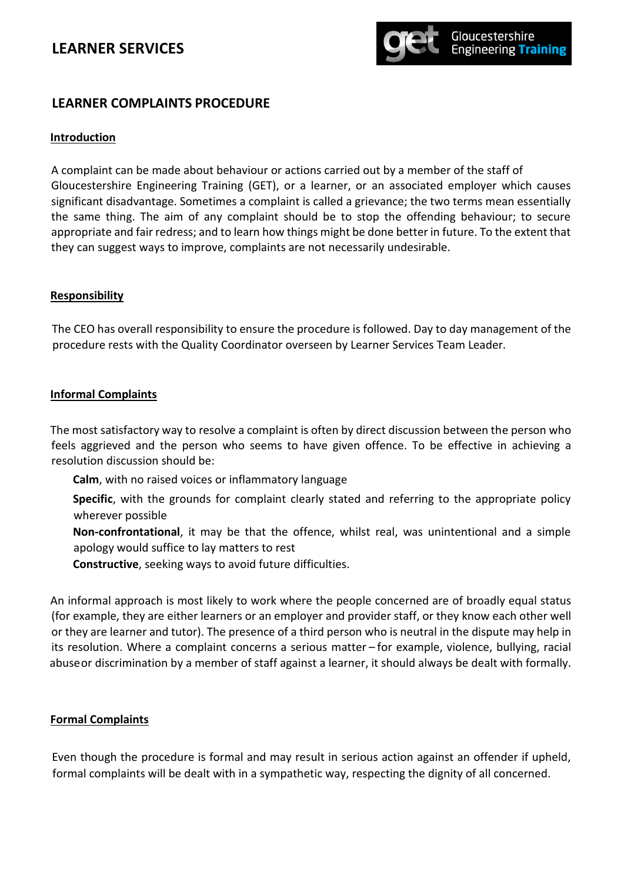# LEARNER SERVICES

## LEARNER COMPLAINTS PROCEDURE

### Introduction

A complaint can be made about behaviour or actions carried out by a member of the staff of Gloucestershire Engineering Training (GET), or a learner, or an associated employer which causes significant disadvantage. Sometimes a complaint is called a grievance; the two terms mean essentially the same thing. The aim of any complaint should be to stop the offending behaviour; to secure appropriate and fair redress; and to learn how things might be done better in future. To the extent that they can suggest ways to improve, complaints are not necessarily undesirable.

### Responsibility

The CEO has overall responsibility to ensure the procedure is followed. Day to day management of the procedure rests with the Quality Coordinator overseen by Learner Services Team Leader.

### Informal Complaints

The most satisfactory way to resolve a complaint is often by direct discussion between the person who feels aggrieved and the person who seems to have given offence. To be effective in achieving a resolution discussion should be:

- **Calm**, with no raised voices or inflammatory language
- **Specific**, with the grounds for complaint clearly stated and referring to the appropriate policy wherever possible
- **Non-confrontational**, it may be that the offence, whilst real, was unintentional and a simple apology would suffice to lay matters to rest
- **Constructive**, seeking ways to avoid future difficulties.

An informal approach is most likely to work where the people concerned are of broadly equal status (for example, they are either learners or an employer and provider staff, or they know each other well or they are learner and tutor). The presence of a third person who is neutral in the dispute may help in its resolution. Where a complaint concerns a serious matter – for example, violence, bullying, racial abuse or discrimination by a member of staff against a learner, it should always be dealt with formally.

### Formal Complaints

Even though the procedure is formal and may result in serious action against an offender if upheld, formal complaints will be dealt with in a sympathetic way, respecting the dignity of all concerned.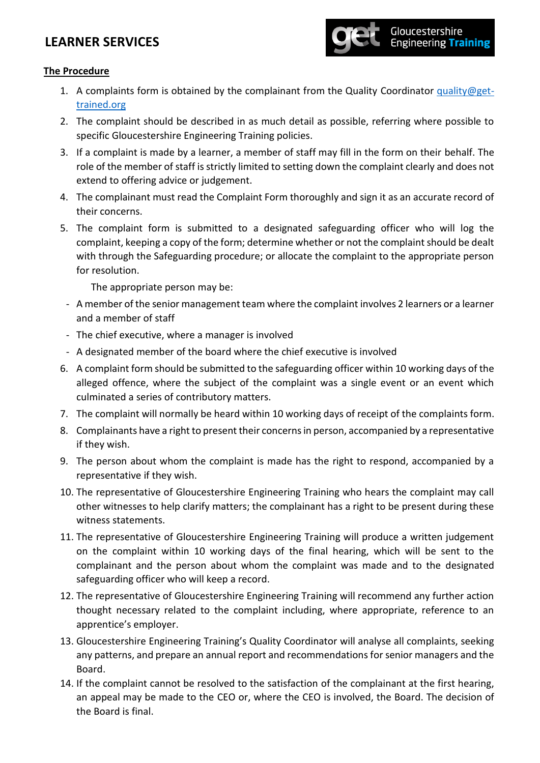## The Procedure

1. A complaints form is obtained by the complainant from the Quality Coordinator quality@get-trained.org
2. The complaint should be described in as much detail as possible, referring where possible to specific Gloucestershire Engineering Training policies.
3. If a complaint is made by a learner, a member of staff may fill in the form on their behalf. The role of the member of staff is strictly limited to setting down the complaint clearly and does not extend to offering advice or judgement.
4. The complainant must read the Complaint Form thoroughly and sign it as an accurate record of their concerns.
5. The complaint form is submitted to a designated safeguarding officer who will log the complaint, keeping a copy of the form; determine whether or not the complaint should be dealt with through the Safeguarding procedure; or allocate the complaint to the appropriate person for resolution.

   The appropriate person may be:

   - A member of the senior management team where the complaint involves 2 learners or a learner and a member of staff
   - The chief executive, where a manager is involved
   - A designated member of the board where the chief executive is involved
6. A complaint form should be submitted to the safeguarding officer within 10 working days of the alleged offence, where the subject of the complaint was a single event or an event which culminated a series of contributory matters.
7. The complaint will normally be heard within 10 working days of receipt of the complaints form.
8. Complainants have a right to present their concerns in person, accompanied by a representative if they wish.
9. The person about whom the complaint is made has the right to respond, accompanied by a representative if they wish.
10. The representative of Gloucestershire Engineering Training who hears the complaint may call other witnesses to help clarify matters; the complainant has a right to be present during these witness statements.
11. The representative of Gloucestershire Engineering Training will produce a written judgement on the complaint within 10 working days of the final hearing, which will be sent to the complainant and the person about whom the complaint was made and to the designated safeguarding officer who will keep a record.
12. The representative of Gloucestershire Engineering Training will recommend any further action thought necessary related to the complaint including, where appropriate, reference to an apprentice's employer.
13. Gloucestershire Engineering Training's Quality Coordinator will analyse all complaints, seeking any patterns, and prepare an annual report and recommendations for senior managers and the Board.
14. If the complaint cannot be resolved to the satisfaction of the complainant at the first hearing, an appeal may be made to the CEO or, where the CEO is involved, the Board. The decision of the Board is final.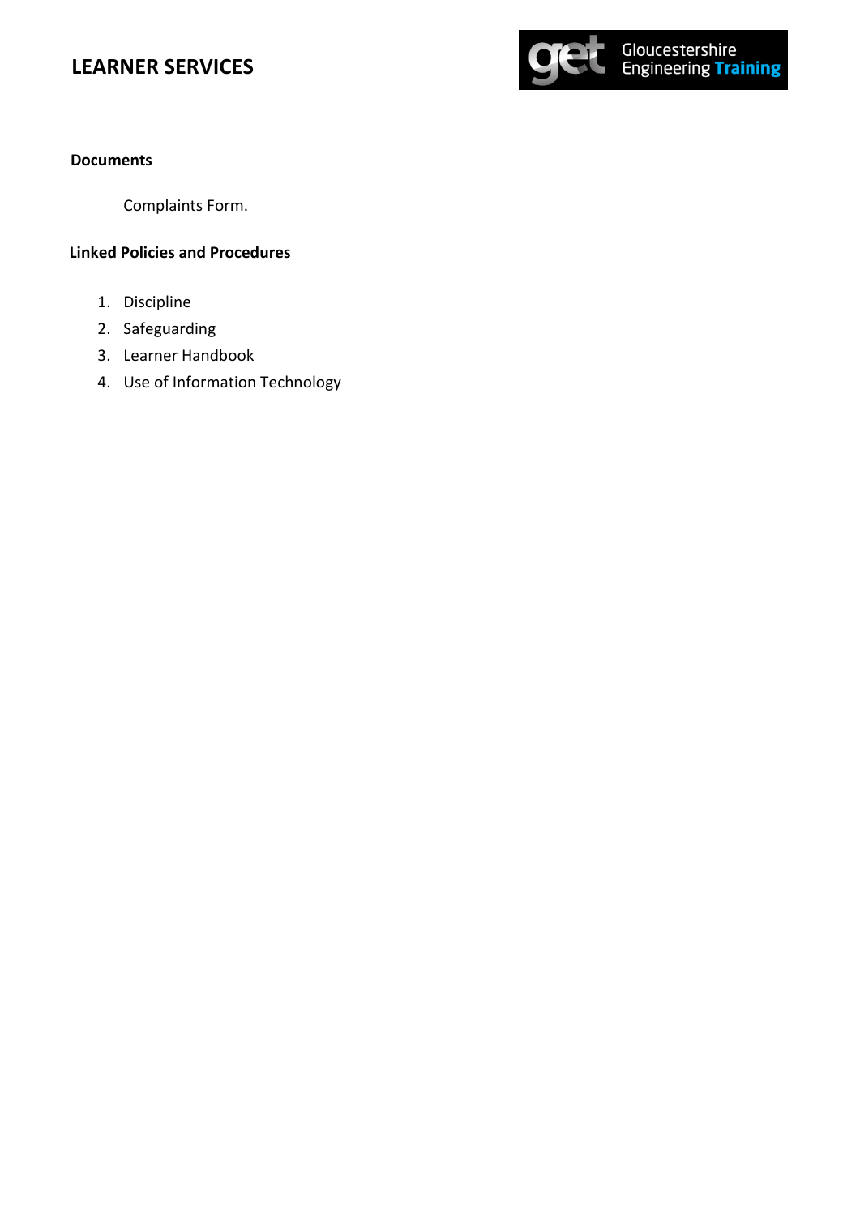**Documents**

Complaints Form.

**Linked Policies and Procedures**

1. Discipline
2. Safeguarding
3. Learner Handbook
4. Use of Information Technology